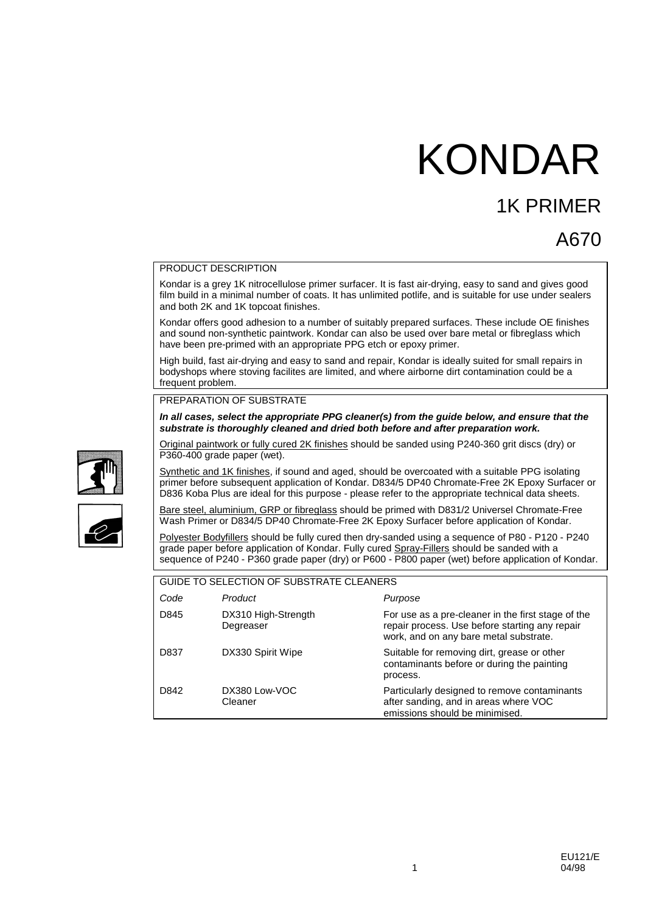# KONDAR

## 1K PRIMER

## A670

### PRODUCT DESCRIPTION

Kondar is a grey 1K nitrocellulose primer surfacer. It is fast air-drying, easy to sand and gives good film build in a minimal number of coats. It has unlimited potlife, and is suitable for use under sealers and both 2K and 1K topcoat finishes.

Kondar offers good adhesion to a number of suitably prepared surfaces. These include OE finishes and sound non-synthetic paintwork. Kondar can also be used over bare metal or fibreglass which have been pre-primed with an appropriate PPG etch or epoxy primer.

High build, fast air-drying and easy to sand and repair, Kondar is ideally suited for small repairs in bodyshops where stoving facilites are limited, and where airborne dirt contamination could be a frequent problem.

### PREPARATION OF SUBSTRATE

***In all cases, select the appropriate PPG cleaner(s) from the guide below, and ensure that the substrate is thoroughly cleaned and dried both before and after preparation work.***

Original paintwork or fully cured 2K finishes should be sanded using P240-360 grit discs (dry) or P360-400 grade paper (wet).

Synthetic and 1K finishes, if sound and aged, should be overcoated with a suitable PPG isolating primer before subsequent application of Kondar. D834/5 DP40 Chromate-Free 2K Epoxy Surfacer or D836 Koba Plus are ideal for this purpose - please refer to the appropriate technical data sheets.

Bare steel, aluminium, GRP or fibreglass should be primed with D831/2 Universel Chromate-Free Wash Primer or D834/5 DP40 Chromate-Free 2K Epoxy Surfacer before application of Kondar.

Polyester Bodyfillers should be fully cured then dry-sanded using a sequence of P80 - P120 - P240 grade paper before application of Kondar. Fully cured Spray-Fillers should be sanded with a sequence of P240 - P360 grade paper (dry) or P600 - P800 paper (wet) before application of Kondar.

### GUIDE TO SELECTION OF SUBSTRATE CLEANERS

| *Code* | *Product* | *Purpose* |
|---|---|---|
| D845 | DX310 High-Strength Degreaser | For use as a pre-cleaner in the first stage of the repair process. Use before starting any repair work, and on any bare metal substrate. |
| D837 | DX330 Spirit Wipe | Suitable for removing dirt, grease or other contaminants before or during the painting process. |
| D842 | DX380 Low-VOC Cleaner | Particularly designed to remove contaminants after sanding, and in areas where VOC emissions should be minimised. |

EU121/E
04/98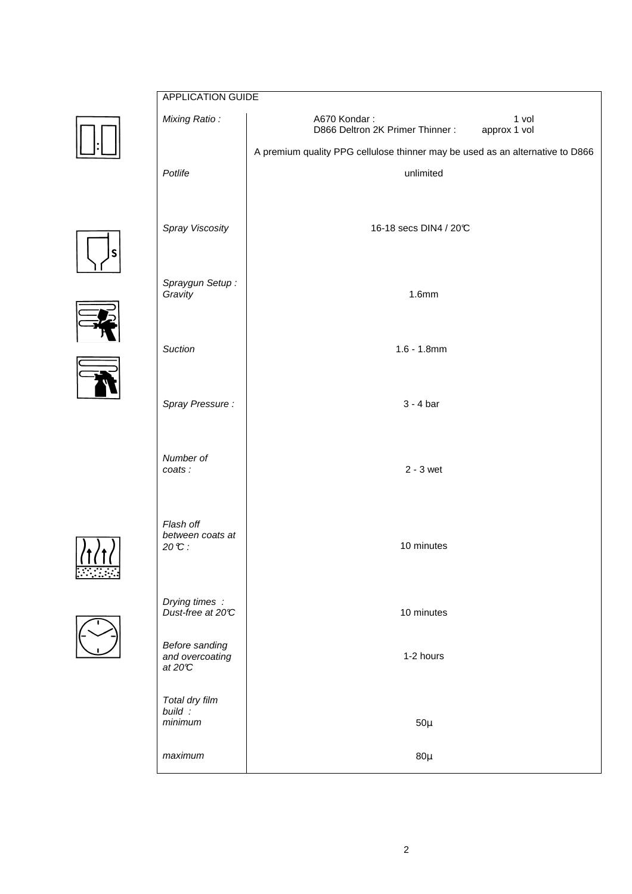| APPLICATION GUIDE | |
|---|---|
| *Mixing Ratio :* | A670 Kondar : 1 vol<br>D866 Deltron 2K Primer Thinner : approx 1 vol<br><br>A premium quality PPG cellulose thinner may be used as an alternative to D866 |
| *Potlife* | unlimited |
| *Spray Viscosity* | 16-18 secs DIN4 / 20℃ |
| *Spraygun Setup :*<br>*Gravity* | 1.6mm |
| *Suction* | 1.6 - 1.8mm |
| *Spray Pressure :* | 3 - 4 bar |
| *Number of coats :* | 2 - 3 wet |
| *Flash off between coats at 20℃ :* | 10 minutes |
| *Drying times :*<br>*Dust-free at 20℃* | 10 minutes |
| *Before sanding and overcoating at 20℃* | 1-2 hours |
| *Total dry film build :*<br>*minimum* | 50µ |
| *maximum* | 80µ |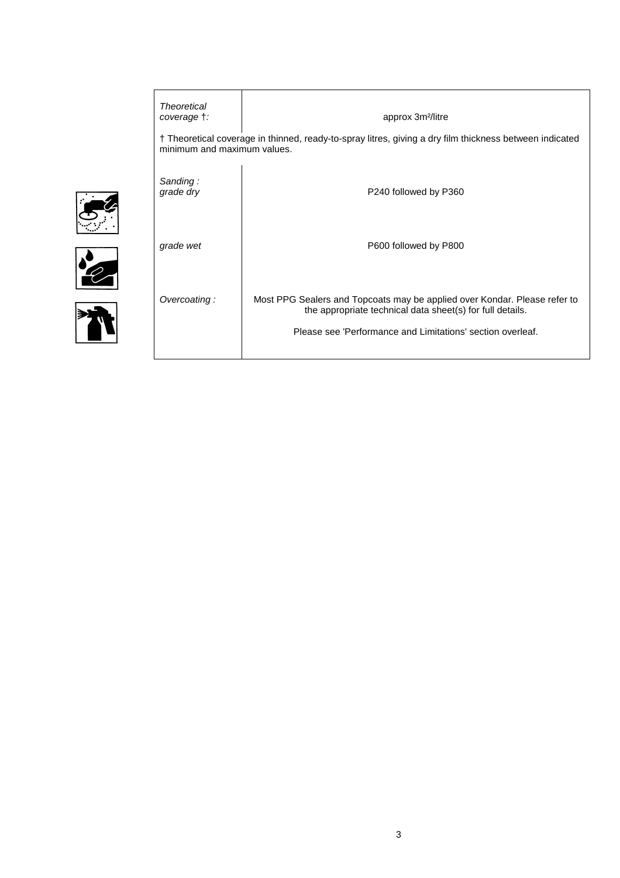| | |
|---|---|
| *Theoretical coverage †:* | approx 3m²/litre |
| † Theoretical coverage in thinned, ready-to-spray litres, giving a dry film thickness between indicated minimum and maximum values. | |
| *Sanding : grade dry* | P240 followed by P360 |
| *grade wet* | P600 followed by P800 |
| *Overcoating :* | Most PPG Sealers and Topcoats may be applied over Kondar. Please refer to the appropriate technical data sheet(s) for full details.<br><br>Please see 'Performance and Limitations' section overleaf. |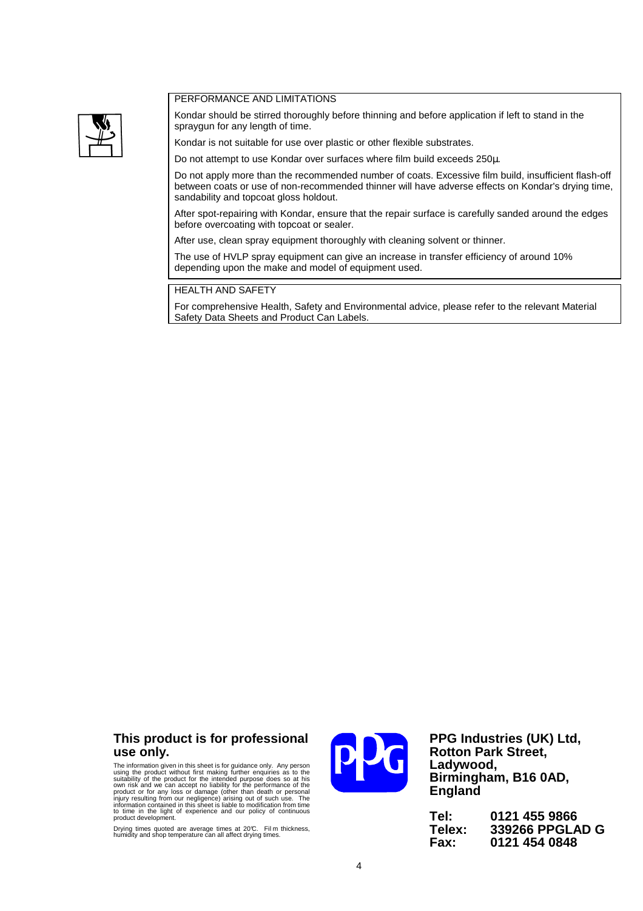## PERFORMANCE AND LIMITATIONS

Kondar should be stirred thoroughly before thinning and before application if left to stand in the spraygun for any length of time.

Kondar is not suitable for use over plastic or other flexible substrates.

Do not attempt to use Kondar over surfaces where film build exceeds 250µ.

Do not apply more than the recommended number of coats. Excessive film build, insufficient flash-off between coats or use of non-recommended thinner will have adverse effects on Kondar's drying time, sandability and topcoat gloss holdout.

After spot-repairing with Kondar, ensure that the repair surface is carefully sanded around the edges before overcoating with topcoat or sealer.

After use, clean spray equipment thoroughly with cleaning solvent or thinner.

The use of HVLP spray equipment can give an increase in transfer efficiency of around 10% depending upon the make and model of equipment used.

## HEALTH AND SAFETY

For comprehensive Health, Safety and Environmental advice, please refer to the relevant Material Safety Data Sheets and Product Can Labels.

**This product is for professional use only.**

The information given in this sheet is for guidance only. Any person using the product without first making further enquiries as to the suitability of the product for the intended purpose does so at his own risk and we can accept no liability for the performance of the product or for any loss or damage (other than death or personal injury resulting from our negligence) arising out of such use. The information contained in this sheet is liable to modification from time to time in the light of experience and our policy of continuous product development.

Drying times quoted are average times at 20°C. Film thickness, humidity and shop temperature can all affect drying times.

**PPG Industries (UK) Ltd,**
**Rotton Park Street,**
**Ladywood,**
**Birmingham, B16 0AD,**
**England**

| | |
|---|---|
| **Tel:** | **0121 455 9866** |
| **Telex:** | **339266 PPGLAD G** |
| **Fax:** | **0121 454 0848** |